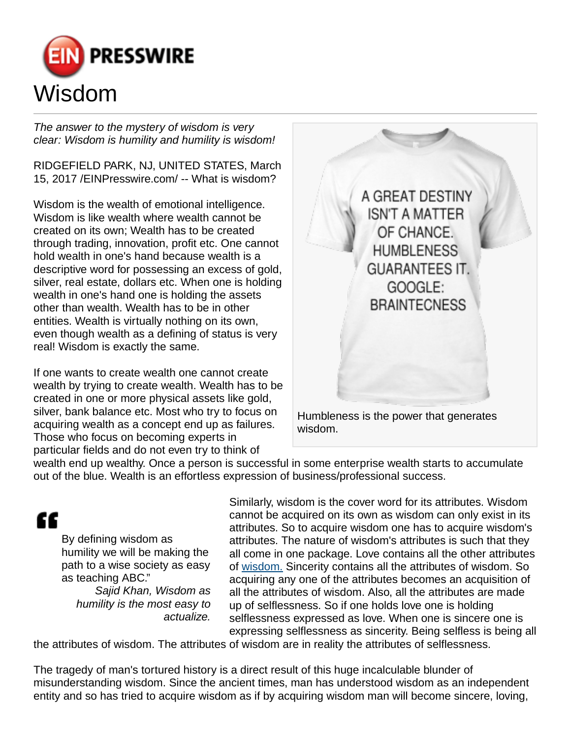# Wisdom

*The answer to the mystery of wisdom is very clear: Wisdom is humility and humility is wisdom!*

RIDGEFIELD PARK, NJ, UNITED STATES, March 15, 2017 /EINPresswire.com/ -- What is wisdom?

Wisdom is the wealth of emotional intelligence. Wisdom is like wealth where wealth cannot be created on its own; Wealth has to be created through trading, innovation, profit etc. One cannot hold wealth in one's hand because wealth is a descriptive word for possessing an excess of gold, silver, real estate, dollars etc. When one is holding wealth in one's hand one is holding the assets other than wealth. Wealth has to be in other entities. Wealth is virtually nothing on its own, even though wealth as a defining of status is very real! Wisdom is exactly the same.

If one wants to create wealth one cannot create wealth by trying to create wealth. Wealth has to be created in one or more physical assets like gold, silver, bank balance etc. Most who try to focus on acquiring wealth as a concept end up as failures. Those who focus on becoming experts in particular fields and do not even try to think of wealth end up wealthy. Once a person is successful in some enterprise wealth starts to accumulate out of the blue. Wealth is an effortless expression of business/professional success.

A GREAT DESTINY ISN'T A MATTER OF CHANCE. HUMBLENESS GUARANTEES IT. GOOGLE: BRAINTECNESS

Humbleness is the power that generates wisdom.

> By defining wisdom as humility we will be making the path to a wise society as easy as teaching ABC."
>
> *Sajid Khan, Wisdom as humility is the most easy to actualize.*

Similarly, wisdom is the cover word for its attributes. Wisdom cannot be acquired on its own as wisdom can only exist in its attributes. So to acquire wisdom one has to acquire wisdom's attributes. The nature of wisdom's attributes is such that they all come in one package. Love contains all the other attributes of wisdom. Sincerity contains all the attributes of wisdom. So acquiring any one of the attributes becomes an acquisition of all the attributes of wisdom. Also, all the attributes are made up of selflessness. So if one holds love one is holding selflessness expressed as love. When one is sincere one is expressing selflessness as sincerity. Being selfless is being all the attributes of wisdom. The attributes of wisdom are in reality the attributes of selflessness.

The tragedy of man's tortured history is a direct result of this huge incalculable blunder of misunderstanding wisdom. Since the ancient times, man has understood wisdom as an independent entity and so has tried to acquire wisdom as if by acquiring wisdom man will become sincere, loving,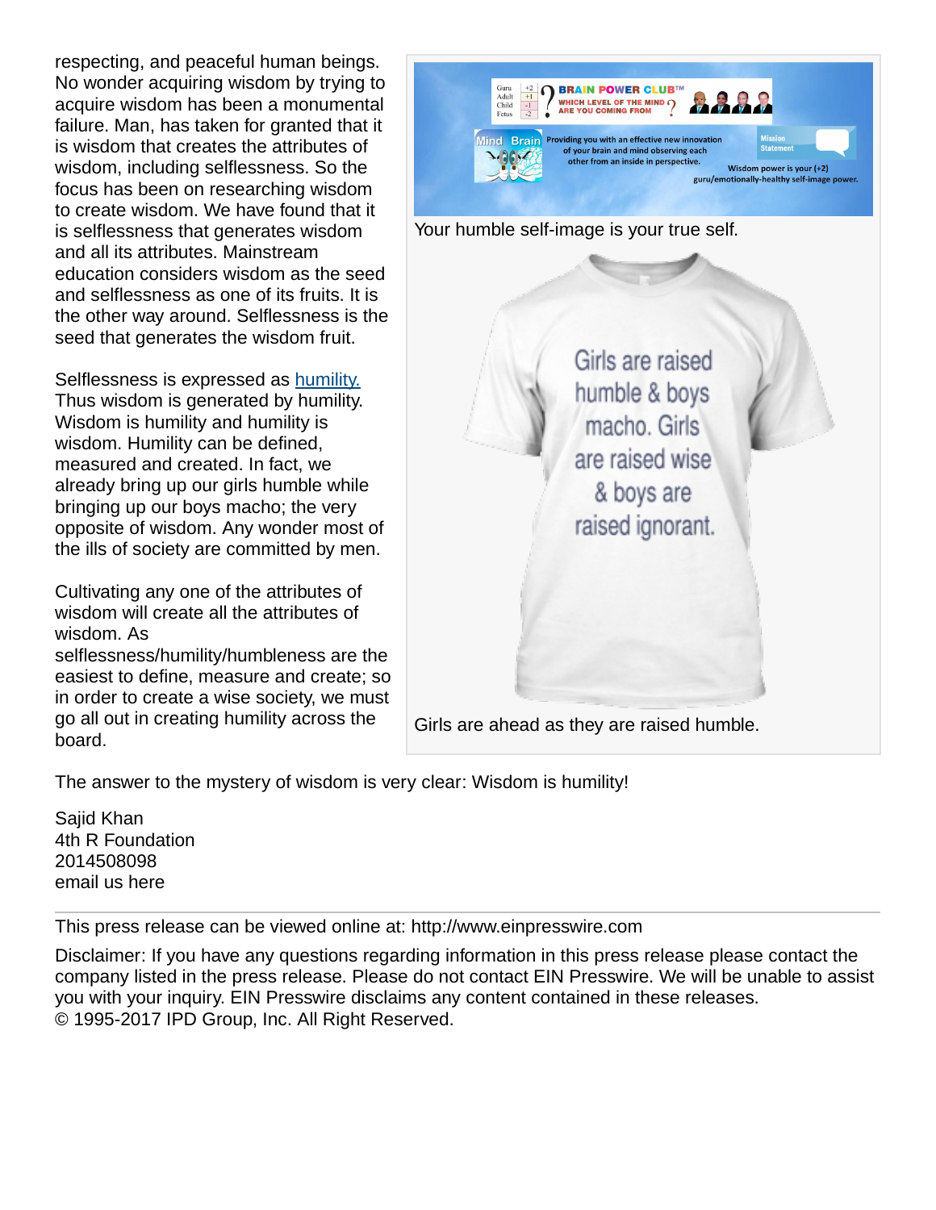respecting, and peaceful human beings. No wonder acquiring wisdom by trying to acquire wisdom has been a monumental failure. Man, has taken for granted that it is wisdom that creates the attributes of wisdom, including selflessness. So the focus has been on researching wisdom to create wisdom. We have found that it is selflessness that generates wisdom and all its attributes. Mainstream education considers wisdom as the seed and selflessness as one of its fruits. It is the other way around. Selflessness is the seed that generates the wisdom fruit.

Selflessness is expressed as humility. Thus wisdom is generated by humility. Wisdom is humility and humility is wisdom. Humility can be defined, measured and created. In fact, we already bring up our girls humble while bringing up our boys macho; the very opposite of wisdom. Any wonder most of the ills of society are committed by men.

Cultivating any one of the attributes of wisdom will create all the attributes of wisdom. As selflessness/humility/humbleness are the easiest to define, measure and create; so in order to create a wise society, we must go all out in creating humility across the board.

Your humble self-image is your true self.

Girls are ahead as they are raised humble.

The answer to the mystery of wisdom is very clear: Wisdom is humility!

Sajid Khan
4th R Foundation
2014508098
email us here

---

This press release can be viewed online at: http://www.einpresswire.com

Disclaimer: If you have any questions regarding information in this press release please contact the company listed in the press release. Please do not contact EIN Presswire. We will be unable to assist you with your inquiry. EIN Presswire disclaims any content contained in these releases.
© 1995-2017 IPD Group, Inc. All Right Reserved.